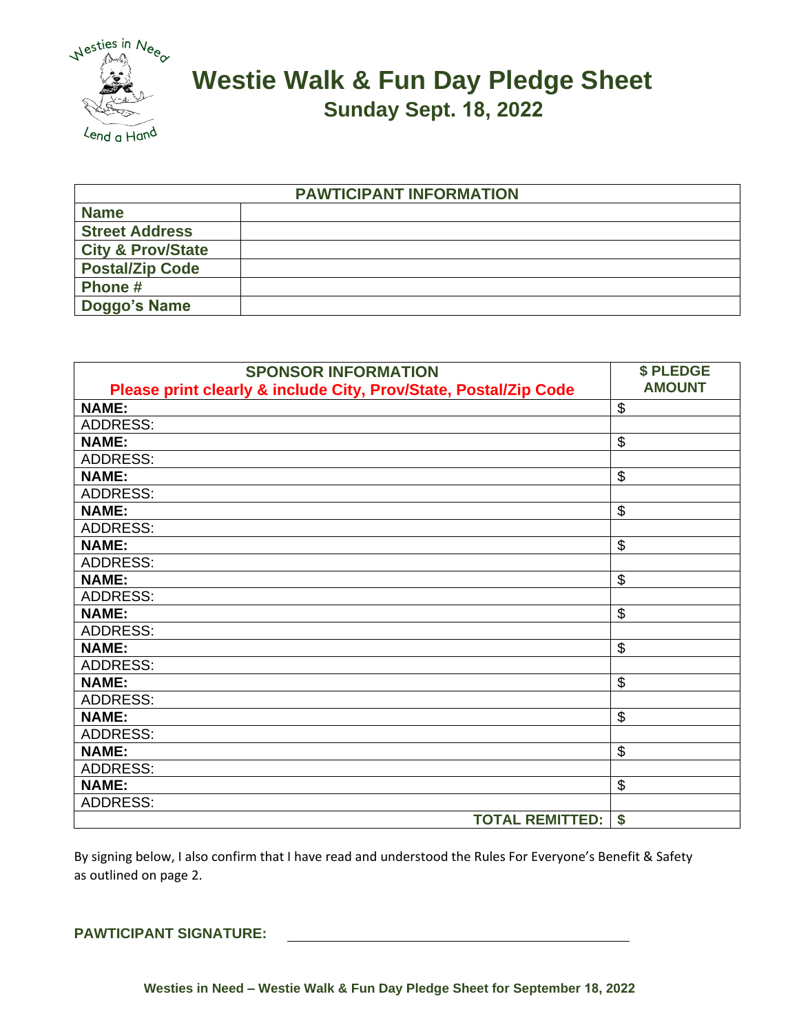# Westie Walk & Fun Day Pledge Sheet

## Sunday Sept. 18, 2022

| PAWTICIPANT INFORMATION | |
|---|---|
| **Name** | |
| **Street Address** | |
| **City & Prov/State** | |
| **Postal/Zip Code** | |
| **Phone #** | |
| **Doggo's Name** | |

| SPONSOR INFORMATION<br>Please print clearly & include City, Prov/State, Postal/Zip Code | $ PLEDGE AMOUNT |
|---|---|
| **NAME:** | $ |
| ADDRESS: | |
| **NAME:** | $ |
| ADDRESS: | |
| **NAME:** | $ |
| ADDRESS: | |
| **NAME:** | $ |
| ADDRESS: | |
| **NAME:** | $ |
| ADDRESS: | |
| **NAME:** | $ |
| ADDRESS: | |
| **NAME:** | $ |
| ADDRESS: | |
| **NAME:** | $ |
| ADDRESS: | |
| **NAME:** | $ |
| ADDRESS: | |
| **NAME:** | $ |
| ADDRESS: | |
| **NAME:** | $ |
| ADDRESS: | |
| **NAME:** | $ |
| ADDRESS: | |
| **TOTAL REMITTED:** | **$** |

By signing below, I also confirm that I have read and understood the Rules For Everyone's Benefit & Safety as outlined on page 2.

**PAWTICIPANT SIGNATURE:** ______________________________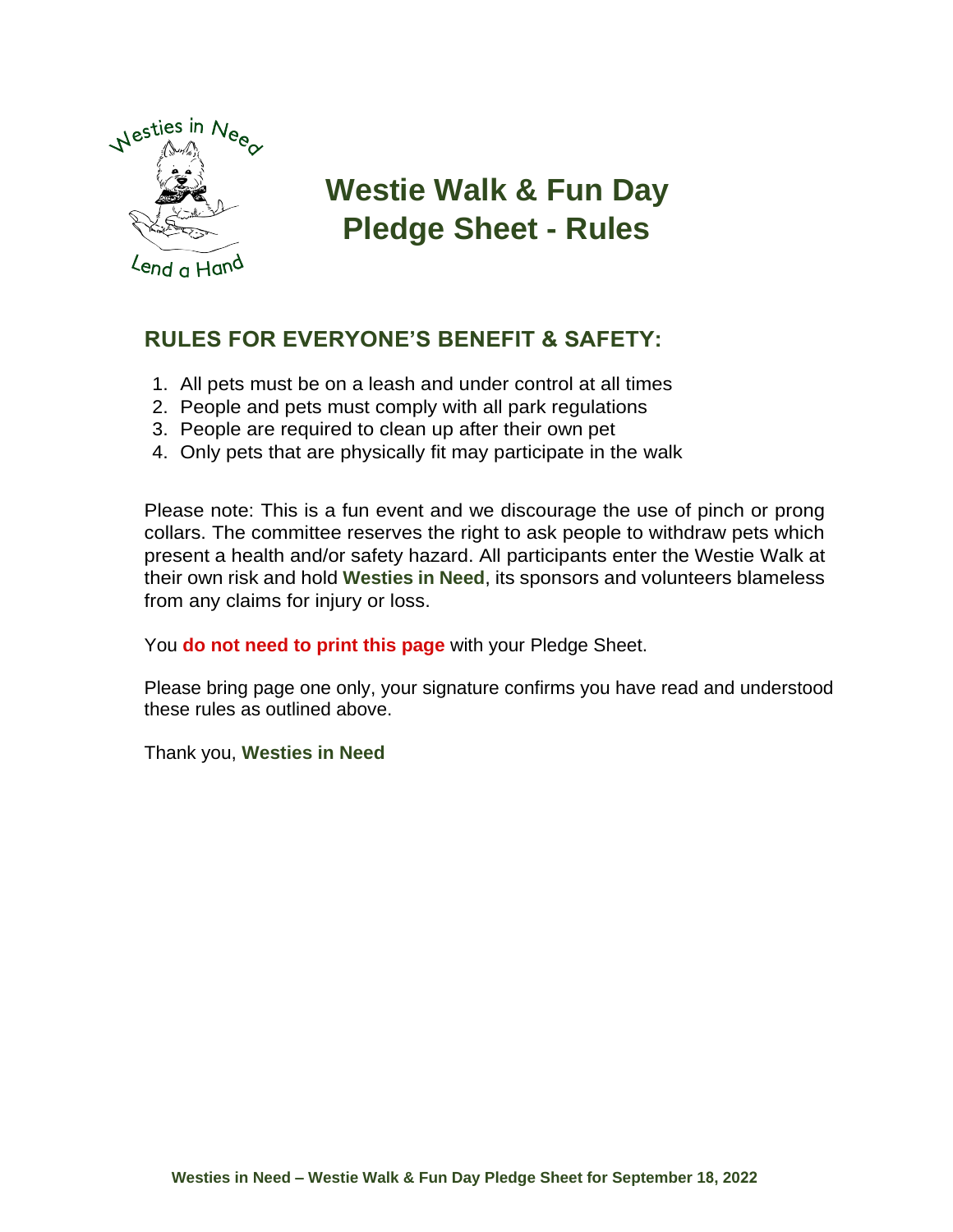# Westie Walk & Fun Day Pledge Sheet - Rules

## RULES FOR EVERYONE'S BENEFIT & SAFETY:

1. All pets must be on a leash and under control at all times
2. People and pets must comply with all park regulations
3. People are required to clean up after their own pet
4. Only pets that are physically fit may participate in the walk

Please note: This is a fun event and we discourage the use of pinch or prong collars. The committee reserves the right to ask people to withdraw pets which present a health and/or safety hazard. All participants enter the Westie Walk at their own risk and hold **Westies in Need**, its sponsors and volunteers blameless from any claims for injury or loss.

You **do not need to print this page** with your Pledge Sheet.

Please bring page one only, your signature confirms you have read and understood these rules as outlined above.

Thank you, **Westies in Need**